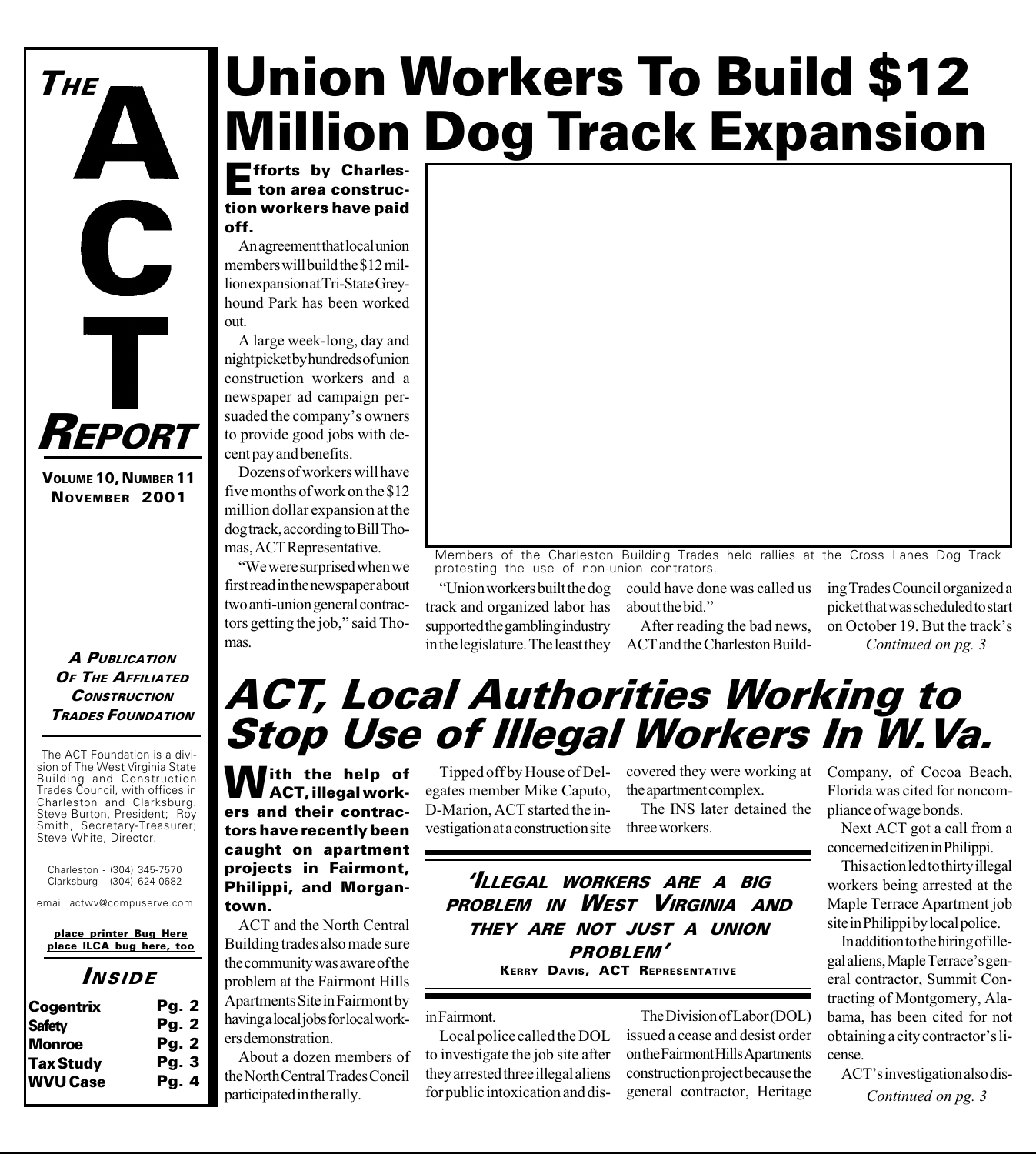# THE ACT REPORT

**Volume 10, Number 11**
**November 2001**

***A Publication Of The Affiliated Construction Trades Foundation***

The ACT Foundation is a division of The West Virginia State Building and Construction Trades Council, with offices in Charleston and Clarksburg. Steve Burton, President; Roy Smith, Secretary-Treasurer; Steve White, Director.

Charleston - (304) 345-7570
Clarksburg - (304) 624-0682

email actwv@compuserve.com

place printer Bug Here
place ILCA bug here, too

## *Inside*

| | |
|---|---|
| Cogentrix | Pg. 2 |
| Safety | Pg. 2 |
| Monroe | Pg. 2 |
| Tax Study | Pg. 3 |
| WVU Case | Pg. 4 |

# Union Workers To Build $12 Million Dog Track Expansion

**Efforts by Charleston area construction workers have paid off.**

An agreement that local union members will build the $12 million expansion at Tri-State Greyhound Park has been worked out.

A large week-long, day and night picket by hundreds of union construction workers and a newspaper ad campaign persuaded the company's owners to provide good jobs with decent pay and benefits.

Dozens of workers will have five months of work on the $12 million dollar expansion at the dog track, according to Bill Thomas, ACT Representative.

"We were surprised when we first read in the newspaper about two anti-union general contractors getting the job," said Thomas.

Members of the Charleston Building Trades held rallies at the Cross Lanes Dog Track protesting the use of non-union contrators.

"Union workers built the dog track and organized labor has supported the gambling industry in the legislature. The least they could have done was called us about the bid."

After reading the bad news, ACT and the Charleston Building Trades Council organized a picket that was scheduled to start on October 19. But the track's

*Continued on pg. 3*

# *ACT, Local Authorities Working to Stop Use of Illegal Workers In W.Va.*

**With the help of ACT, illegal workers and their contractors have recently been caught on apartment projects in Fairmont, Philippi, and Morgantown.**

ACT and the North Central Building trades also made sure the community was aware of the problem at the Fairmont Hills Apartments Site in Fairmont by having a local jobs for local workers demonstration.

About a dozen members of the North Central Trades Concil participated in the rally.

Tipped off by House of Delegates member Mike Caputo, D-Marion, ACT started the investigation at a construction site covered they were working at the apartment complex.

The INS later detained the three workers.

> ***'Illegal workers are a big problem in West Virginia and they are not just a union problem'***
> **Kerry Davis, ACT Representative**

in Fairmont.

Local police called the DOL to investigate the job site after they arrested three illegal aliens for public intoxication and dis-

The Division of Labor (DOL) issued a cease and desist order on the Fairmont Hills Apartments construction project because the general contractor, Heritage Company, of Cocoa Beach, Florida was cited for noncompliance of wage bonds.

Next ACT got a call from a concerned citizen in Philippi.

This action led to thirty illegal workers being arrested at the Maple Terrace Apartment job site in Philippi by local police.

In addition to the hiring of illegal aliens, Maple Terrace's general contractor, Summit Contracting of Montgomery, Alabama, has been cited for not obtaining a city contractor's license.

ACT's investigation also dis-

*Continued on pg. 3*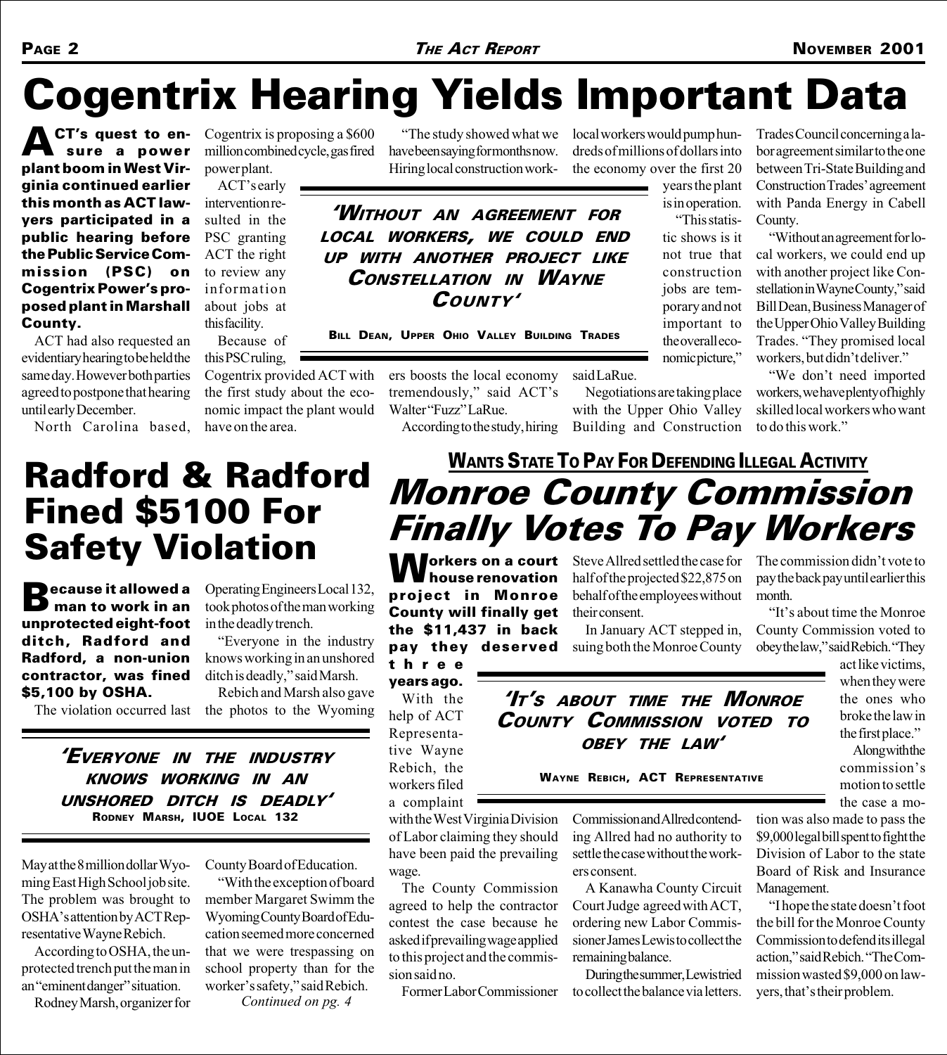# Cogentrix Hearing Yields Important Data

**ACT's quest to ensure a power plant boom in West Virginia continued earlier this month as ACT lawyers participated in a public hearing before the Public Service Commission (PSC) on Cogentrix Power's proposed plant in Marshall County.**

ACT had also requested an evidentiary hearing to be held the same day. However both parties agreed to postpone that hearing until early December.

North Carolina based, Cogentrix is proposing a $600 million combined cycle, gas fired power plant.

ACT's early intervention resulted in the PSC granting ACT the right to review any information about jobs at this facility.

Because of this PSC ruling, Cogentrix provided ACT with the first study about the economic impact the plant would have on the area.

"The study showed what we have been saying for months now. Hiring local construction workers boosts the local economy tremendously," said ACT's Walter "Fuzz" LaRue.

According to the study, hiring local workers would pump hundreds of millions of dollars into the economy over the first 20 years the plant is in operation.

> ***'Without an agreement for local workers, we could end up with another project like Constellation in Wayne County'***
>
> **Bill Dean, Upper Ohio Valley Building Trades**

"This statistic shows is it not true that construction jobs are temporary and not important to the overall economic picture," said LaRue.

Negotiations are taking place with the Upper Ohio Valley Building and Construction Trades Council concerning a labor agreement similar to the one between Tri-State Building and Construction Trades' agreement with Panda Energy in Cabell County.

"Without an agreement for local workers, we could end up with another project like Constellation in Wayne County," said Bill Dean, Business Manager of the Upper Ohio Valley Building Trades. "They promised local workers, but didn't deliver."

"We don't need imported workers, we have plenty of highly skilled local workers who want to do this work."

# Radford & Radford Fined $5100 For Safety Violation

**Because it allowed a man to work in an unprotected eight-foot ditch, Radford and Radford, a non-union contractor, was fined $5,100 by OSHA.**

The violation occurred last May at the 8 million dollar Wyoming East High School job site. The problem was brought to OSHA's attention by ACT Representative Wayne Rebich.

According to OSHA, the unprotected trench put the man in an "eminent danger" situation.

Rodney Marsh, organizer for Operating Engineers Local 132, took photos of the man working in the deadly trench.

> ***'Everyone in the industry knows working in an unshored ditch is deadly'***
>
> **Rodney Marsh, IUOE Local 132**

"Everyone in the industry knows working in an unshored ditch is deadly," said Marsh.

Rebich and Marsh also gave the photos to the Wyoming County Board of Education.

"With the exception of board member Margaret Swimm the Wyoming County Board of Education seemed more concerned that we were trespassing on school property than for the worker's safety," said Rebich.

*Continued on pg. 4*

## Wants State To Pay For Defending Illegal Activity

# *Monroe County Commission Finally Votes To Pay Workers*

**Workers on a court house renovation project in Monroe County will finally get the $11,437 in back pay they deserved three years ago.**

With the help of ACT Representative Wayne Rebich, the workers filed a complaint with the West Virginia Division of Labor claiming they should have been paid the prevailing wage.

The County Commission agreed to help the contractor contest the case because he asked if prevailing wage applied to this project and the commission said no.

Former Labor Commissioner Steve Allred settled the case for half of the projected $22,875 on behalf of the employees without their consent.

In January ACT stepped in, suing both the Monroe County Commission and Allred contending Allred had no authority to settle the case without the workers consent.

> ***'It's about time the Monroe County Commission voted to obey the law'***
>
> **Wayne Rebich, ACT Representative**

A Kanawha County Circuit Court Judge agreed with ACT, ordering new Labor Commissioner James Lewis to collect the remaining balance.

During the summer, Lewis tried to collect the balance via letters. The commission didn't vote to pay the back pay until earlier this month.

"It's about time the Monroe County Commission voted to obey the law," said Rebich. "They act like victims, when they were the ones who broke the law in the first place."

Along with the commission's motion to settle the case a motion was also made to pass the $9,000 legal bill spent to fight the Division of Labor to the state Board of Risk and Insurance Management.

"I hope the state doesn't foot the bill for the Monroe County Commission to defend its illegal action," said Rebich. "The Commission wasted $9,000 on lawyers, that's their problem.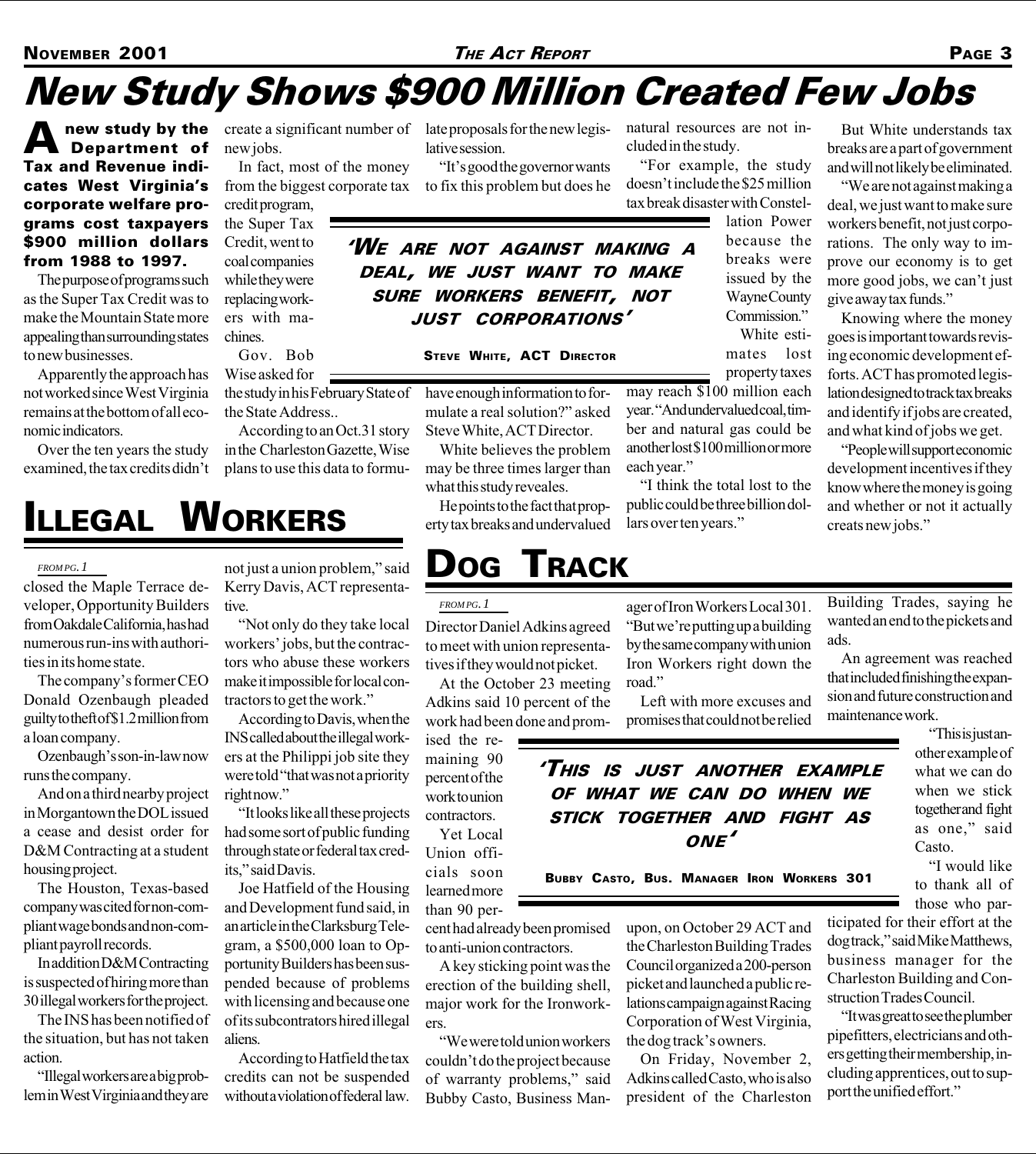# New Study Shows $900 Million Created Few Jobs

**A new study by the Department of Tax and Revenue indicates West Virginia's corporate welfare programs cost taxpayers $900 million dollars from 1988 to 1997.**

The purpose of programs such as the Super Tax Credit was to make the Mountain State more appealing than surrounding states to new businesses.

Apparently the approach has not worked since West Virginia remains at the bottom of all economic indicators.

Over the ten years the study examined, the tax credits didn't create a significant number of new jobs.

In fact, most of the money from the biggest corporate tax credit program, the Super Tax Credit, went to coal companies while they were replacing workers with machines.

Gov. Bob Wise asked for the study in his February State of the State Address..

According to an Oct.31 story in the Charleston Gazette, Wise plans to use this data to formulate proposals for the new legislative session.

"It's good the governor wants to fix this problem but does he have enough information to formulate a real solution?" asked Steve White, ACT Director.

> **'WE ARE NOT AGAINST MAKING A DEAL, WE JUST WANT TO MAKE SURE WORKERS BENEFIT, NOT JUST CORPORATIONS'**
>
> STEVE WHITE, ACT DIRECTOR

White believes the problem may be three times larger than what this study reveales.

He points to the fact that property tax breaks and undervalued natural resources are not included in the study.

"For example, the study doesn't include the $25 million tax break disaster with Constellation Power because the breaks were issued by the Wayne County Commission."

White estimates lost property taxes may reach $100 million each year. "And undervalued coal, timber and natural gas could be another lost $100 million or more each year."

"I think the total lost to the public could be three billion dollars over ten years."

But White understands tax breaks are a part of government and will not likely be eliminated.

"We are not against making a deal, we just want to make sure workers benefit, not just corporations. The only way to improve our economy is to get more good jobs, we can't just give away tax funds."

Knowing where the money goes is important towards revising economic development efforts. ACT has promoted legislation designed to track tax breaks and identify if jobs are created, and what kind of jobs we get.

"People will support economic development incentives if they know where the money is going and whether or not it actually creats new jobs."

# Illegal Workers

*FROM PG. 1*

closed the Maple Terrace developer, Opportunity Builders from Oakdale California, has had numerous run-ins with authorities in its home state.

The company's former CEO Donald Ozenbaugh pleaded guilty to theft of $1.2 million from a loan company.

Ozenbaugh's son-in-law now runs the company.

And on a third nearby project in Morgantown the DOL issued a cease and desist order for D&M Contracting at a student housing project.

The Houston, Texas-based company was cited for non-compliant wage bonds and non-compliant payroll records.

In addition D&M Contracting is suspected of hiring more than 30 illegal workers for the project.

The INS has been notified of the situation, but has not taken action.

"Illegal workers are a big problem in West Virginia and they are not just a union problem," said Kerry Davis, ACT representative.

"Not only do they take local workers' jobs, but the contractors who abuse these workers make it impossible for local contractors to get the work."

According to Davis, when the INS called about the illegal workers at the Philippi job site they were told "that was not a priority right now."

"It looks like all these projects had some sort of public funding through state or federal tax credits," said Davis.

Joe Hatfield of the Housing and Development fund said, in an article in the Clarksburg Telegram, a $500,000 loan to Opportunity Builders has been suspended because of problems with licensing and because one of its subcontrators hired illegal aliens.

According to Hatfield the tax credits can not be suspended without a violation of federal law.

# Dog Track

*FROM PG. 1*

Director Daniel Adkins agreed to meet with union representatives if they would not picket.

At the October 23 meeting Adkins said 10 percent of the work had been done and promised the remaining 90 percent of the work to union contractors.

Yet Local Union officials soon learned more than 90 percent had already been promised to anti-union contractors.

> **'THIS IS JUST ANOTHER EXAMPLE OF WHAT WE CAN DO WHEN WE STICK TOGETHER AND FIGHT AS ONE'**
>
> BUBBY CASTO, BUS. MANAGER IRON WORKERS 301

A key sticking point was the erection of the building shell, major work for the Ironworkers.

"We were told union workers couldn't do the project because of warranty problems," said Bubby Casto, Business Manager of Iron Workers Local 301. "But we're putting up a building by the same company with union Iron Workers right down the road."

Left with more excuses and promises that could not be relied upon, on October 29 ACT and the Charleston Building Trades Council organized a 200-person picket and launched a public relations campaign against Racing Corporation of West Virginia, the dog track's owners.

On Friday, November 2, Adkins called Casto, who is also president of the Charleston Building Trades, saying he wanted an end to the pickets and ads.

An agreement was reached that included finishing the expansion and future construction and maintenance work.

"This is just another example of what we can do when we stick together and fight as one," said Casto.

"I would like to thank all of those who participated for their effort at the dog track," said Mike Matthews, business manager for the Charleston Building and Construction Trades Council.

"It was great to see the plumber pipefitters, electricians and others getting their membership, including apprentices, out to support the unified effort."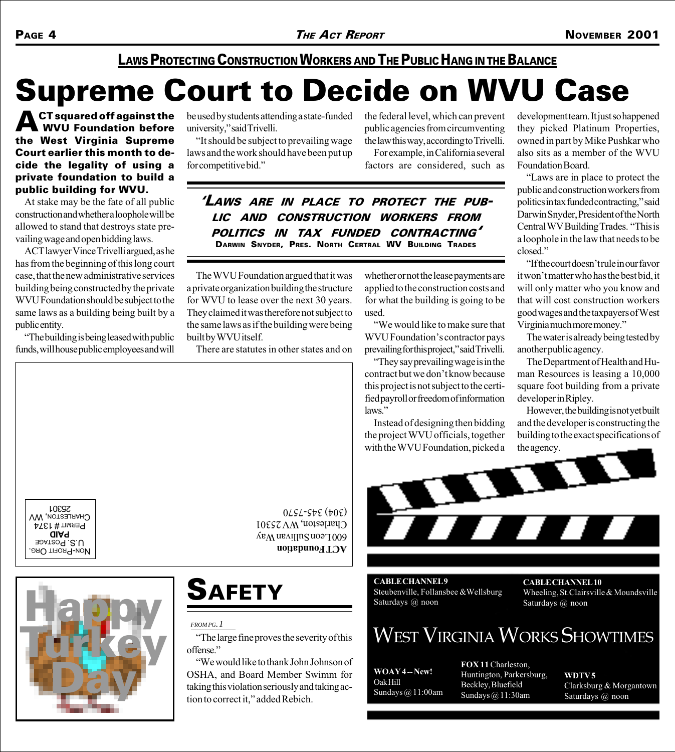## Laws Protecting Construction Workers and The Public Hang in the Balance

# Supreme Court to Decide on WVU Case

**ACT squared off against the WVU Foundation before the West Virginia Supreme Court earlier this month to decide the legality of using a private foundation to build a public building for WVU.**

At stake may be the fate of all public construction and whether a loophole will be allowed to stand that destroys state prevailing wage and open bidding laws.

ACT lawyer Vince Trivelli argued, as he has from the beginning of this long court case, that the new administrative services building being constructed by the private WVU Foundation should be subject to the same laws as a building being built by a public entity.

"The building is being leased with public funds, will house public employees and will be used by students attending a state-funded university," said Trivelli.

"It should be subject to prevailing wage laws and the work should have been put up for competitive bid."

> *'Laws are in place to protect the public and construction workers from politics in tax funded contracting'*
> Darwin Snyder, Pres. North Central WV Building Trades

The WVU Foundation argued that it was a private organization building the structure for WVU to lease over the next 30 years. They claimed it was therefore not subject to the same laws as if the building were being built by WVU itself.

There are statutes in other states and on the federal level, which can prevent public agencies from circumventing the law this way, according to Trivelli.

For example, in California several factors are considered, such as whether or not the lease payments are applied to the construction costs and for what the building is going to be used.

"We would like to make sure that WVU Foundation's contractor pays prevailing for this project," said Trivelli.

"They say prevailing wage is in the contract but we don't know because this project is not subject to the certified payroll or freedom of information laws."

Instead of designing then bidding the project WVU officials, together with the WVU Foundation, picked a development team. It just so happened they picked Platinum Properties, owned in part by Mike Pushkar who also sits as a member of the WVU Foundation Board.

"Laws are in place to protect the public and construction workers from politics in tax funded contracting," said Darwin Snyder, President of the North Central WV Building Trades. "This is a loophole in the law that needs to be closed."

"If the court doesn't rule in our favor it won't matter who has the best bid, it will only matter who you know and that will cost construction workers good wages and the taxpayers of West Virginia much more money."

The water is already being tested by another public agency.

The Department of Health and Human Resources is leasing a 10,000 square foot building from a private developer in Ripley.

However, the building is not yet built and the developer is constructing the building to the exact specifications of the agency.

**ACT Foundation**
600 Leon Sullivan Way
Charleston, WV 25301
(304) 345-7570

Non-Profit Org.
U.S. Postage
**PAID**
Permit # 1374
Charleston, WV
25301

Happy Turkey Day

# Safety

*From pg. 1*

"The large fine proves the severity of this offense."

"We would like to thank John Johnson of OSHA, and Board Member Swimm for taking this violation seriously and taking action to correct it," added Rebich.

## West Virginia Works Showtimes

**Cable Channel 9**
Steubenville, Follansbee & Wellsburg
Saturdays @ noon

**Cable Channel 10**
Wheeling, St. Clairsville & Moundsville
Saturdays @ noon

**WOAY 4 -- New!**
Oak Hill
Sundays @ 11:00am

**FOX 11** Charleston, Huntington, Parkersburg, Beckley, Bluefield
Sundays @ 11:30am

**WDTV 5**
Clarksburg & Morgantown
Saturdays @ noon